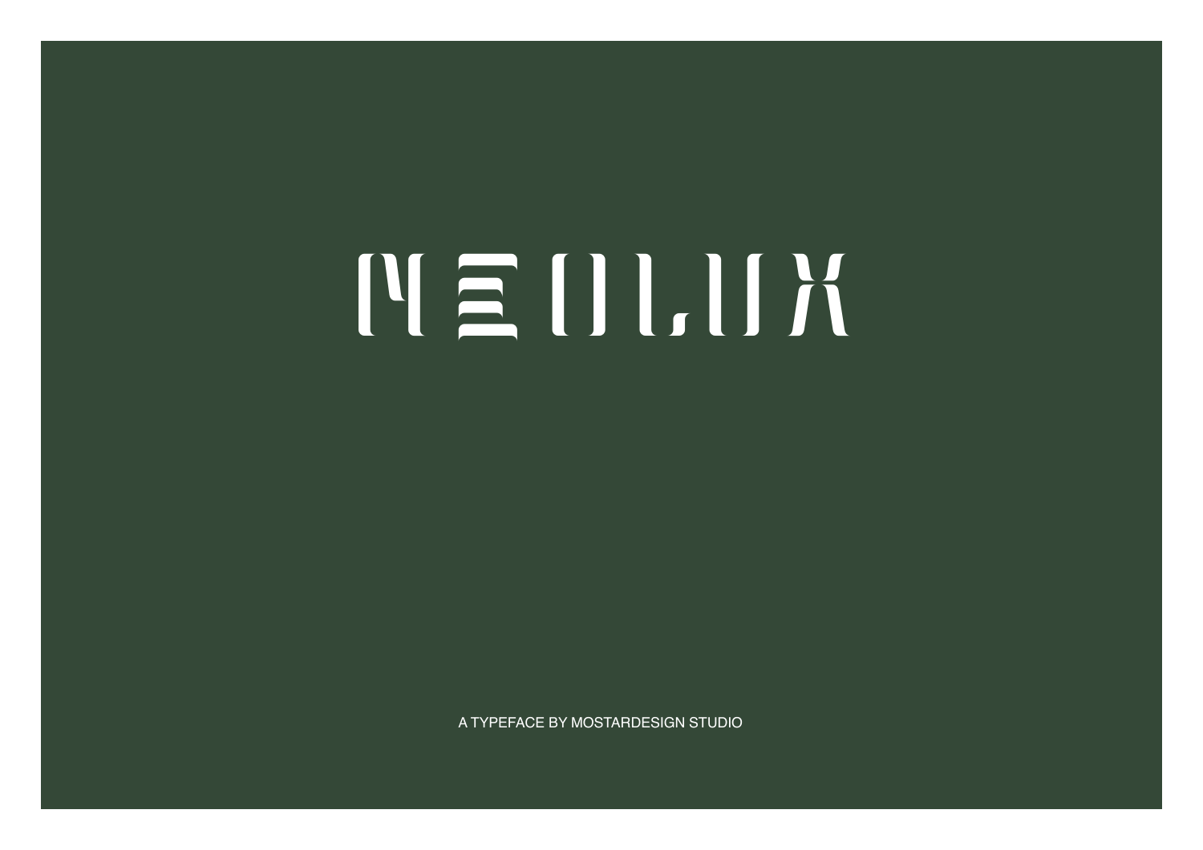# NEOLUX

A TYPEFACE BY MOSTARDESIGN STUDIO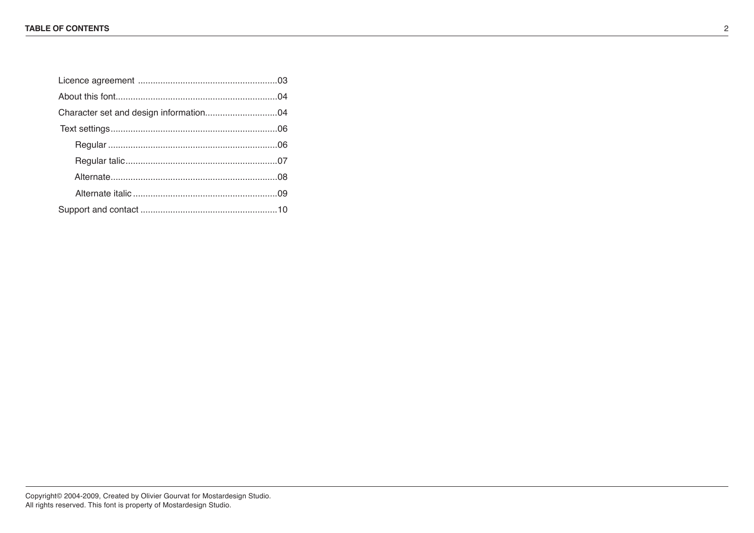# TABLE OF CONTENTS

Licence agreement ........................................................03

About this font.................................................................04

Character set and design information.............................04

Text settings...................................................................06

- Regular ...................................................................06
- Regular talic.............................................................07
- Alternate..................................................................08
- Alternate italic ..........................................................09

Support and contact .......................................................10

Copyright© 2004-2009, Created by Olivier Gourvat for Mostardesign Studio.
All rights reserved. This font is property of Mostardesign Studio.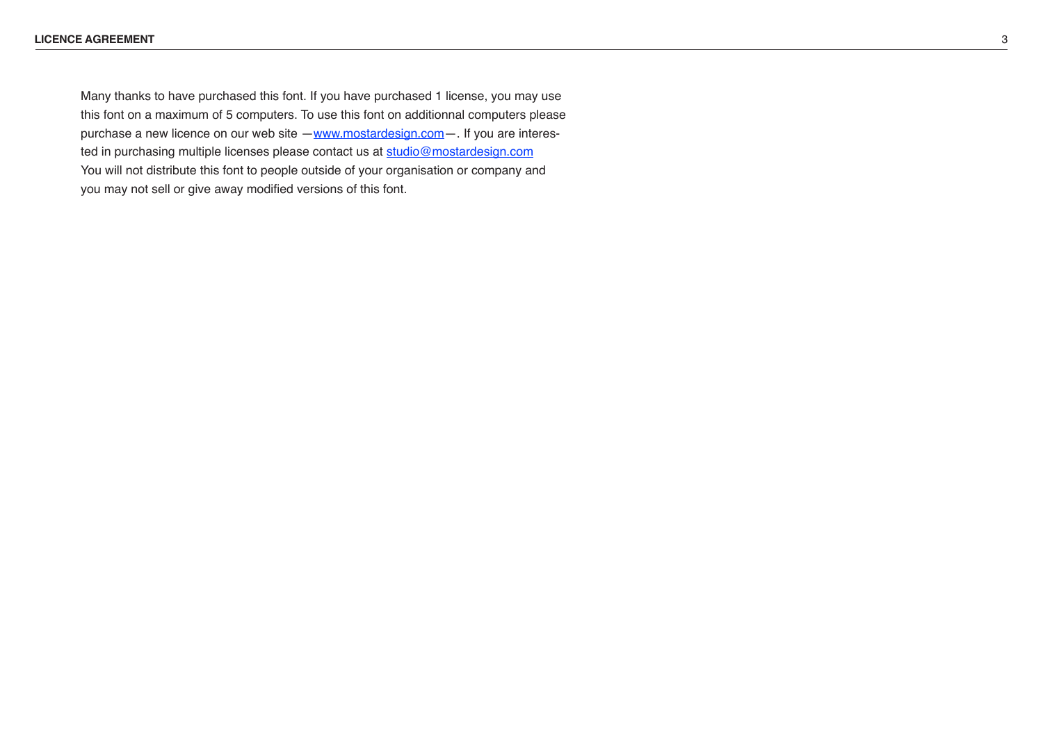Many thanks to have purchased this font. If you have purchased 1 license, you may use this font on a maximum of 5 computers. To use this font on additionnal computers please purchase a new licence on our web site —[www.mostardesign.com](http://www.mostardesign.com)—. If you are interested in purchasing multiple licenses please contact us at [studio@mostardesign.com](mailto:studio@mostardesign.com)
You will not distribute this font to people outside of your organisation or company and you may not sell or give away modified versions of this font.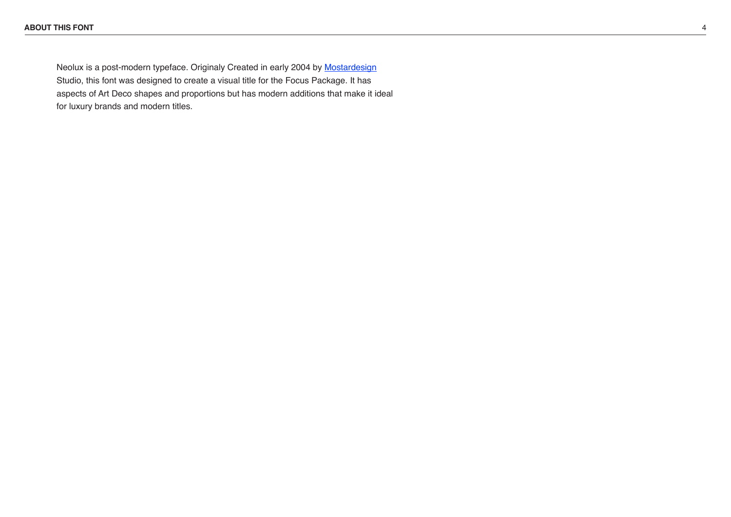## ABOUT THIS FONT

Neolux is a post-modern typeface. Originaly Created in early 2004 by Mostardesign Studio, this font was designed to create a visual title for the Focus Package. It has aspects of Art Deco shapes and proportions but has modern additions that make it ideal for luxury brands and modern titles.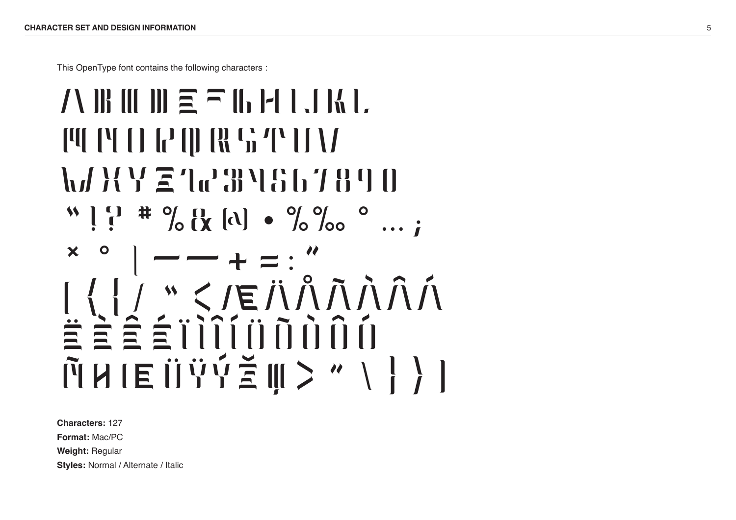This OpenType font contains the following characters :

A B C D E F G H I J K L
M N O P Q R S T U V
W X Y Z 1 2 3 4 5 6 7 8 9 0
" ! ? # % & @ • % ‰ ° … ;
× ° | — — + = : "
[ { [ / " < Æ Ä Å Ã À Â Á
Ë È Ê É Ï Ì Î Í Ö Õ Ò Ô Ó
Ñ Ø Œ Ü Ÿ Ý Ž ß > " \ } } ]

**Characters:** 127

**Format:** Mac/PC

**Weight:** Regular

**Styles:** Normal / Alternate / Italic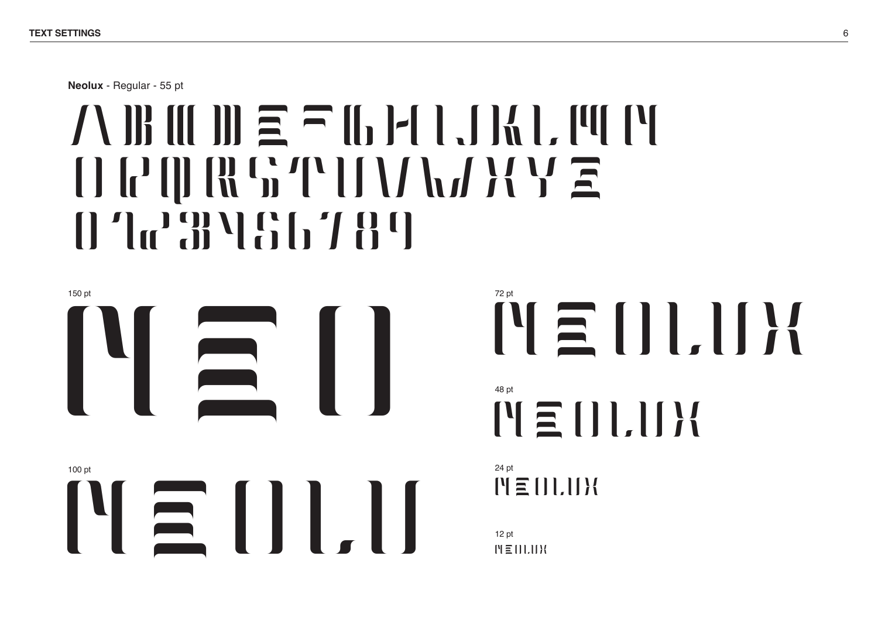**Neolux** - Regular - 55 pt

ABCDEFGHIJKLMN
OPQRSTUVWXYZ
0123456789

150 pt

NEO

100 pt

NEOLU

72 pt

NEOLUX

48 pt

NEOLUX

24 pt

NEOLUX

12 pt

NEOLUX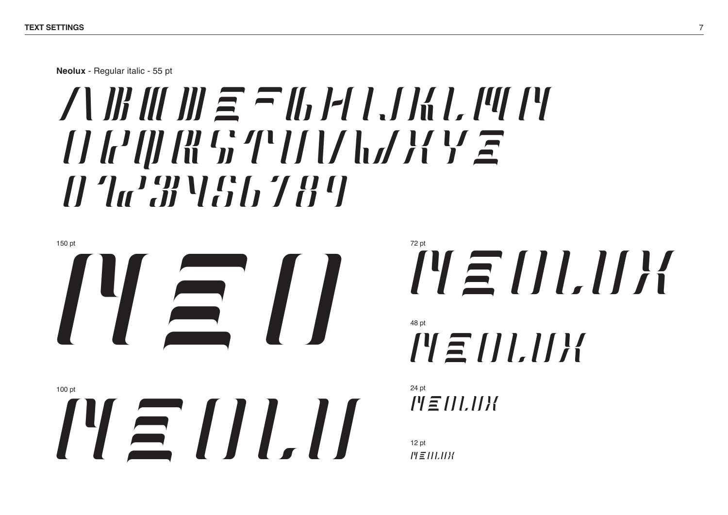**Neolux** - Regular italic - 55 pt

ABCDEFGHIJKLMN
OPQRSTUVWXYZ
0123456789

150 pt

NEO

100 pt

NEOLU

72 pt

NEOLUX

48 pt

NEOLUX

24 pt

NEOLUX

12 pt

NEOLUX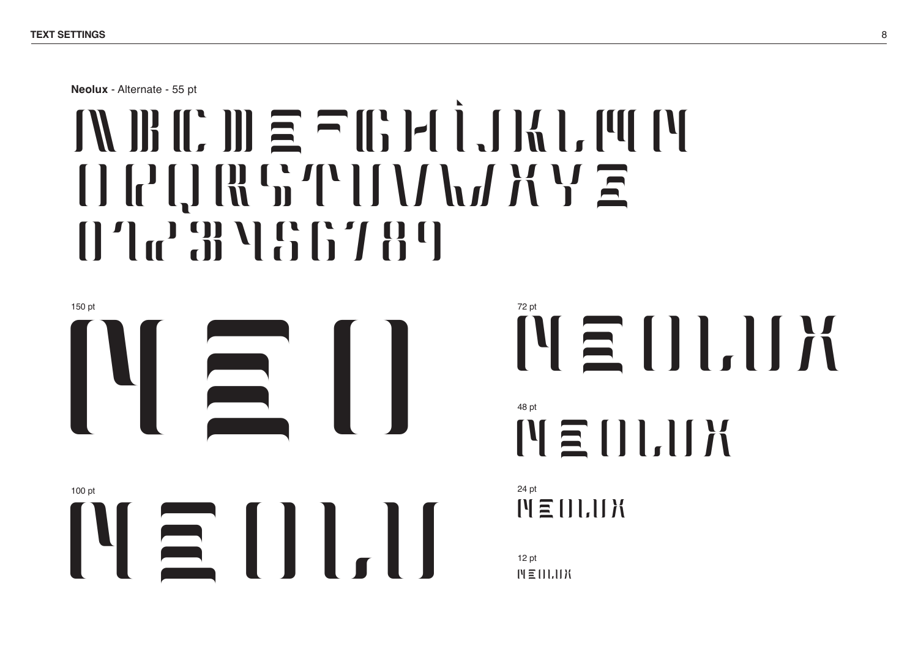**Neolux** - Alternate - 55 pt

ABCDEFGHIJKLMN
OPQRSTUVWXYZ
0123456789

150 pt

NEO

100 pt

NEOLU

72 pt

NEOLUX

48 pt

NEOLUX

24 pt

NEOLUX

12 pt

NEOLUX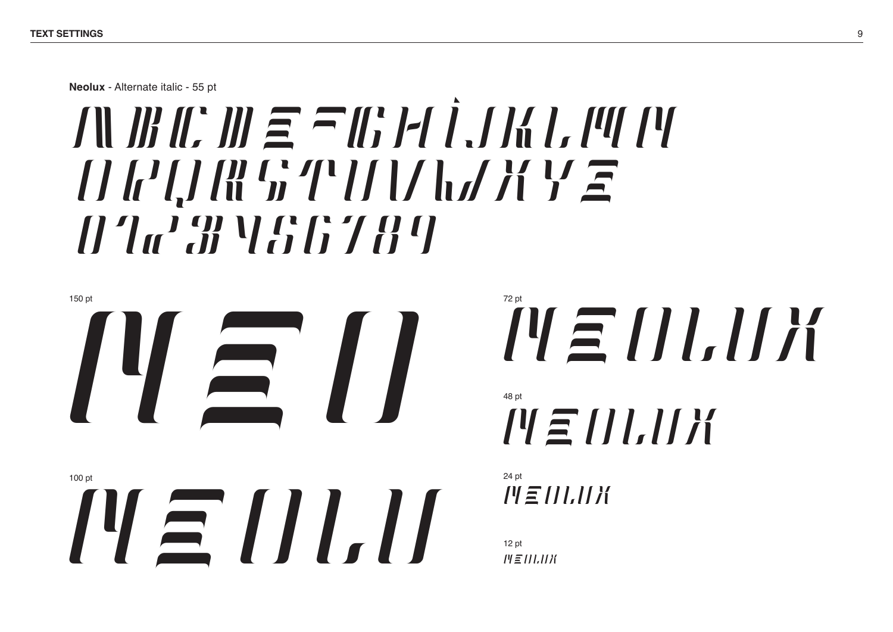**Neolux** - Alternate italic - 55 pt

ABCDEFGHIJKLMN
OPQRSTUVWXYZ
0123456789

150 pt

NEO

100 pt

NEOLU

72 pt

NEOLUX

48 pt

NEOLUX

24 pt

NEOLUX

12 pt

NEOLUX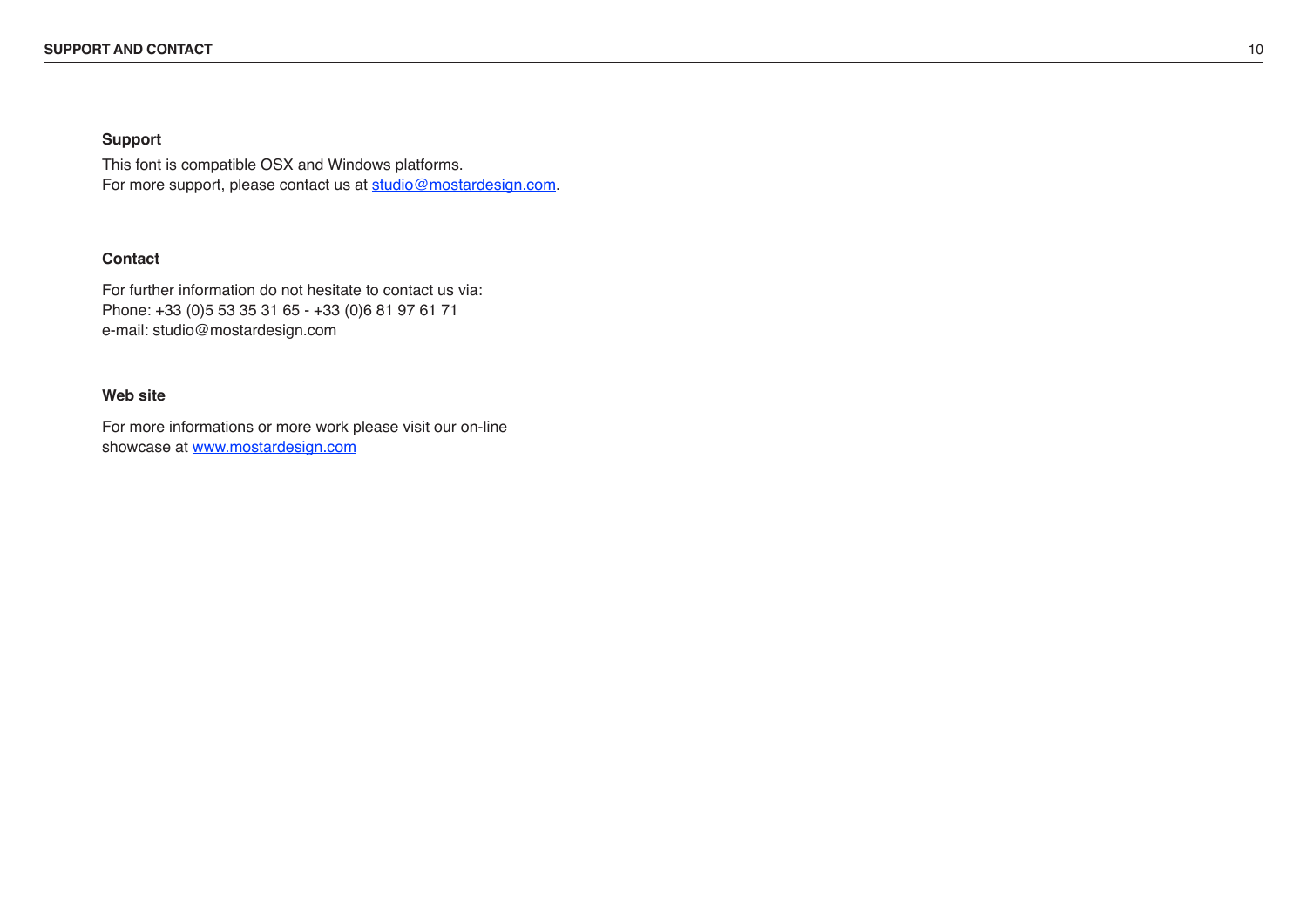## Support

This font is compatible OSX and Windows platforms.
For more support, please contact us at [studio@mostardesign.com](mailto:studio@mostardesign.com).

## Contact

For further information do not hesitate to contact us via:
Phone: +33 (0)5 53 35 31 65 - +33 (0)6 81 97 61 71
e-mail: studio@mostardesign.com

## Web site

For more informations or more work please visit our on-line showcase at [www.mostardesign.com](http://www.mostardesign.com)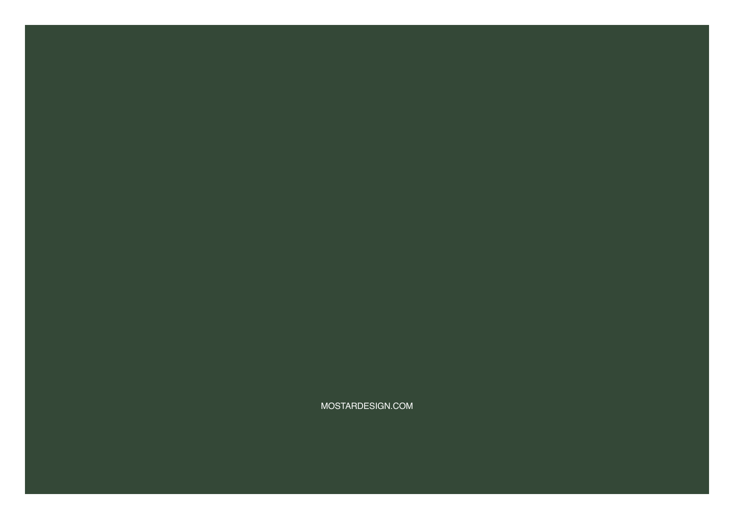MOSTARDESIGN.COM